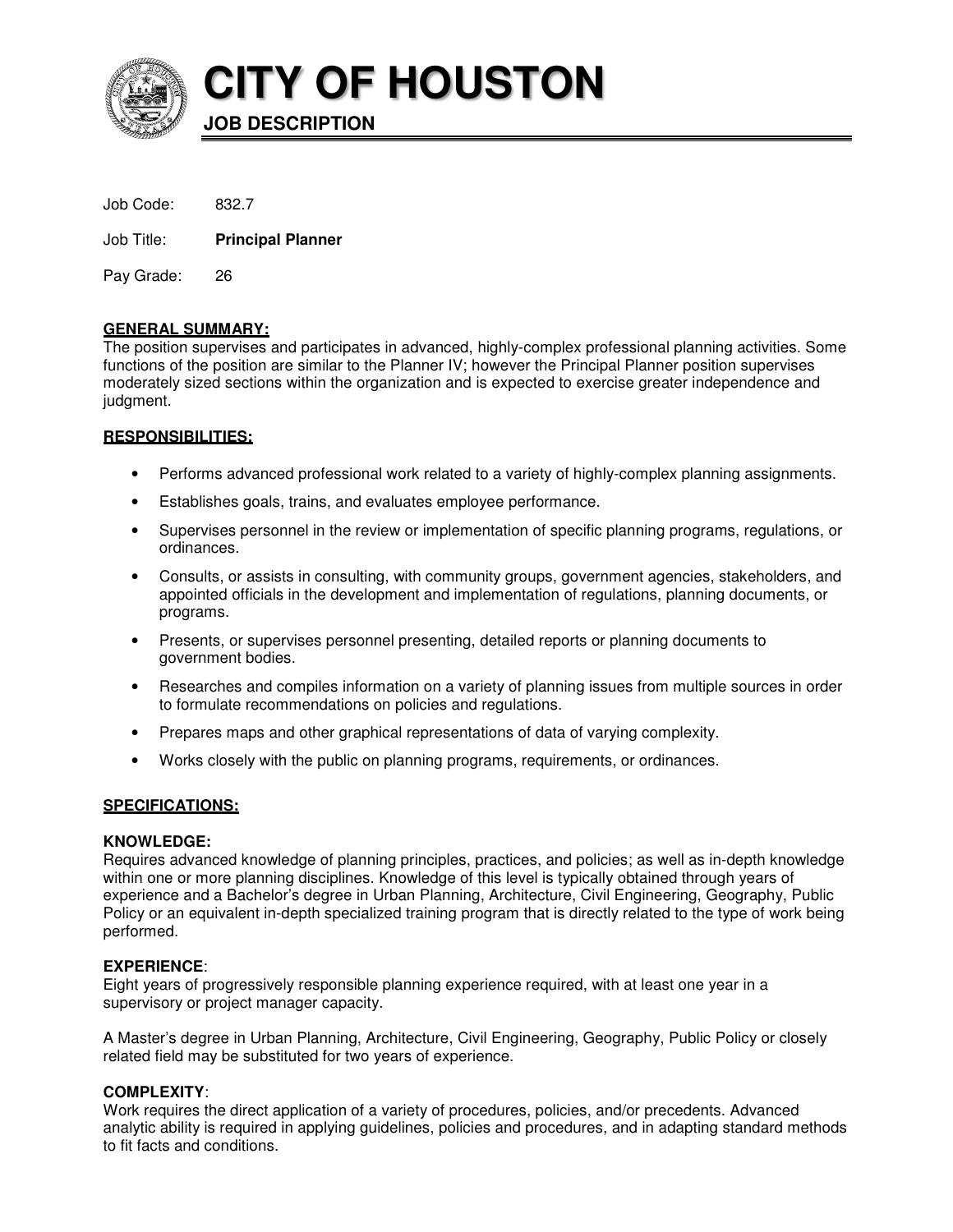# CITY OF HOUSTON

## JOB DESCRIPTION

Job Code: 832.7

Job Title: **Principal Planner**

Pay Grade: 26

### GENERAL SUMMARY:

The position supervises and participates in advanced, highly-complex professional planning activities. Some functions of the position are similar to the Planner IV; however the Principal Planner position supervises moderately sized sections within the organization and is expected to exercise greater independence and judgment.

### RESPONSIBILITIES:

- Performs advanced professional work related to a variety of highly-complex planning assignments.
- Establishes goals, trains, and evaluates employee performance.
- Supervises personnel in the review or implementation of specific planning programs, regulations, or ordinances.
- Consults, or assists in consulting, with community groups, government agencies, stakeholders, and appointed officials in the development and implementation of regulations, planning documents, or programs.
- Presents, or supervises personnel presenting, detailed reports or planning documents to government bodies.
- Researches and compiles information on a variety of planning issues from multiple sources in order to formulate recommendations on policies and regulations.
- Prepares maps and other graphical representations of data of varying complexity.
- Works closely with the public on planning programs, requirements, or ordinances.

### SPECIFICATIONS:

**KNOWLEDGE:**
Requires advanced knowledge of planning principles, practices, and policies; as well as in-depth knowledge within one or more planning disciplines. Knowledge of this level is typically obtained through years of experience and a Bachelor's degree in Urban Planning, Architecture, Civil Engineering, Geography, Public Policy or an equivalent in-depth specialized training program that is directly related to the type of work being performed.

**EXPERIENCE**:
Eight years of progressively responsible planning experience required, with at least one year in a supervisory or project manager capacity.

A Master's degree in Urban Planning, Architecture, Civil Engineering, Geography, Public Policy or closely related field may be substituted for two years of experience.

**COMPLEXITY**:
Work requires the direct application of a variety of procedures, policies, and/or precedents. Advanced analytic ability is required in applying guidelines, policies and procedures, and in adapting standard methods to fit facts and conditions.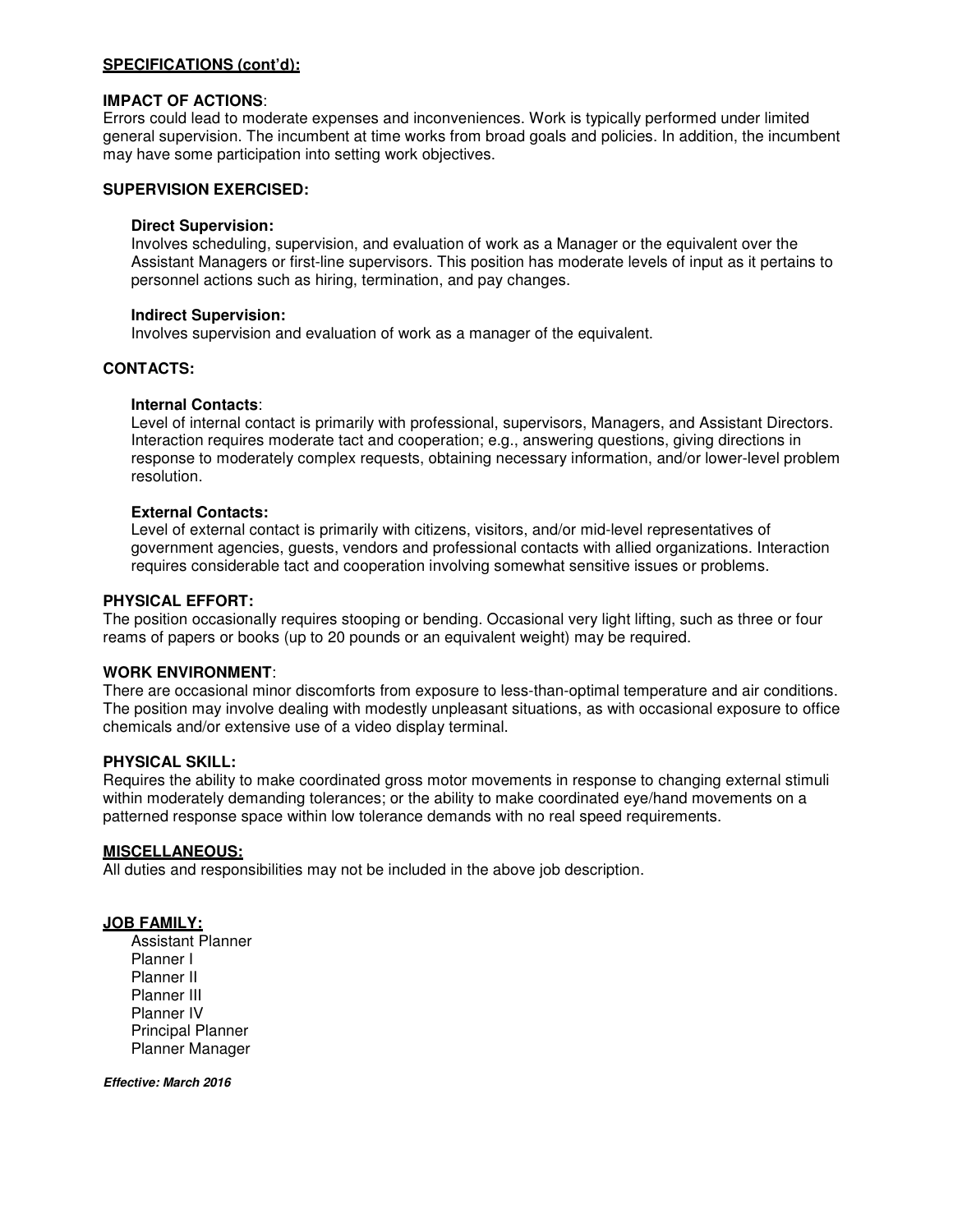**SPECIFICATIONS (cont'd):**

**IMPACT OF ACTIONS**:
Errors could lead to moderate expenses and inconveniences. Work is typically performed under limited general supervision. The incumbent at time works from broad goals and policies. In addition, the incumbent may have some participation into setting work objectives.

**SUPERVISION EXERCISED:**

**Direct Supervision:**
Involves scheduling, supervision, and evaluation of work as a Manager or the equivalent over the Assistant Managers or first-line supervisors. This position has moderate levels of input as it pertains to personnel actions such as hiring, termination, and pay changes.

**Indirect Supervision:**
Involves supervision and evaluation of work as a manager of the equivalent.

**CONTACTS:**

**Internal Contacts**:
Level of internal contact is primarily with professional, supervisors, Managers, and Assistant Directors. Interaction requires moderate tact and cooperation; e.g., answering questions, giving directions in response to moderately complex requests, obtaining necessary information, and/or lower-level problem resolution.

**External Contacts:**
Level of external contact is primarily with citizens, visitors, and/or mid-level representatives of government agencies, guests, vendors and professional contacts with allied organizations. Interaction requires considerable tact and cooperation involving somewhat sensitive issues or problems.

**PHYSICAL EFFORT:**
The position occasionally requires stooping or bending. Occasional very light lifting, such as three or four reams of papers or books (up to 20 pounds or an equivalent weight) may be required.

**WORK ENVIRONMENT**:
There are occasional minor discomforts from exposure to less-than-optimal temperature and air conditions. The position may involve dealing with modestly unpleasant situations, as with occasional exposure to office chemicals and/or extensive use of a video display terminal.

**PHYSICAL SKILL:**
Requires the ability to make coordinated gross motor movements in response to changing external stimuli within moderately demanding tolerances; or the ability to make coordinated eye/hand movements on a patterned response space within low tolerance demands with no real speed requirements.

**MISCELLANEOUS:**
All duties and responsibilities may not be included in the above job description.

**JOB FAMILY:**

Assistant Planner
Planner I
Planner II
Planner III
Planner IV
Principal Planner
Planner Manager

***Effective: March 2016***